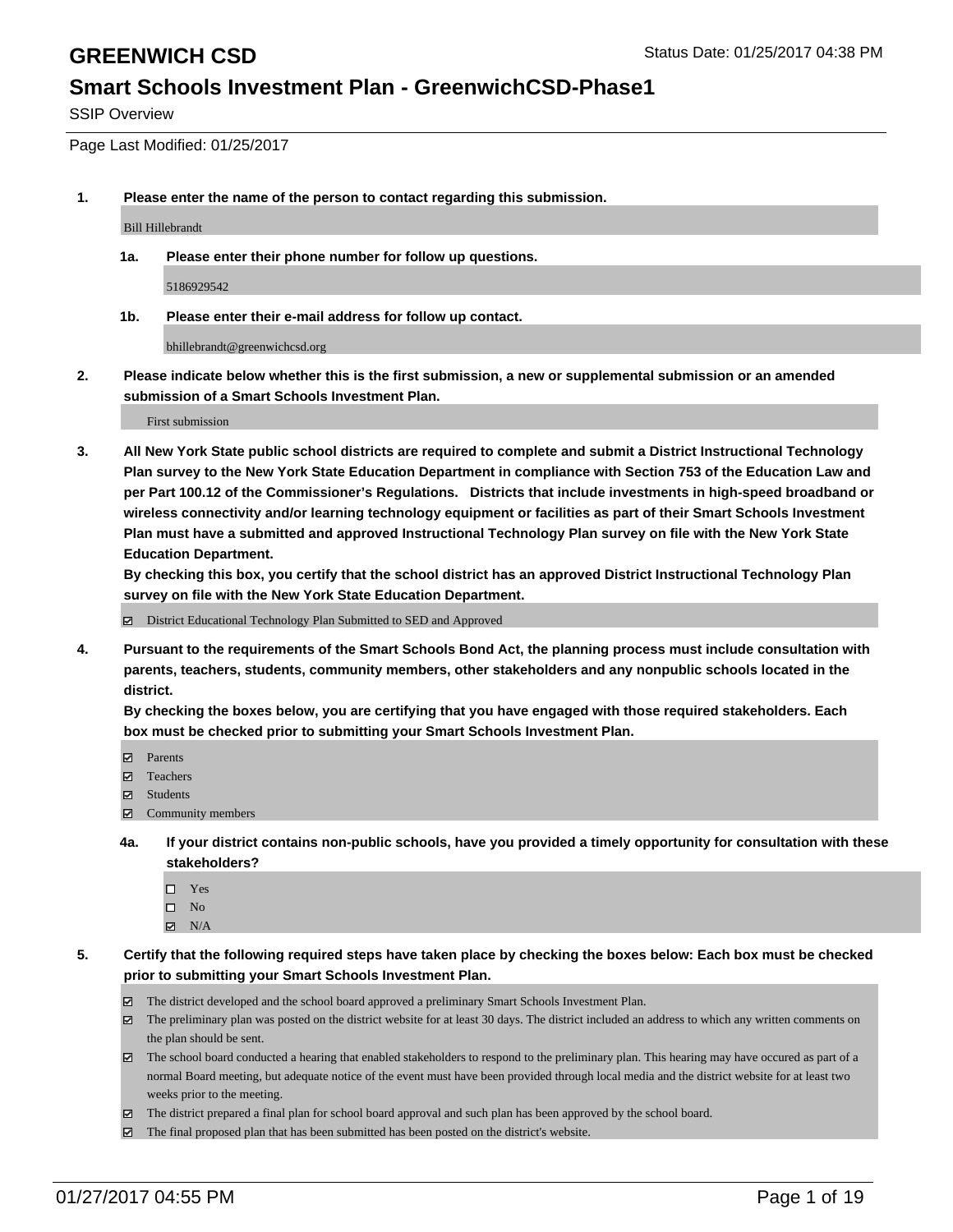# GREENWICH CSD

Status Date: 01/25/2017 04:38 PM

## Smart Schools Investment Plan - GreenwichCSD-Phase1

SSIP Overview

Page Last Modified: 01/25/2017

**1. Please enter the name of the person to contact regarding this submission.**

Bill Hillebrandt

**1a. Please enter their phone number for follow up questions.**

5186929542

**1b. Please enter their e-mail address for follow up contact.**

bhillebrandt@greenwichcsd.org

**2. Please indicate below whether this is the first submission, a new or supplemental submission or an amended submission of a Smart Schools Investment Plan.**

First submission

**3. All New York State public school districts are required to complete and submit a District Instructional Technology Plan survey to the New York State Education Department in compliance with Section 753 of the Education Law and per Part 100.12 of the Commissioner's Regulations. Districts that include investments in high-speed broadband or wireless connectivity and/or learning technology equipment or facilities as part of their Smart Schools Investment Plan must have a submitted and approved Instructional Technology Plan survey on file with the New York State Education Department.**
**By checking this box, you certify that the school district has an approved District Instructional Technology Plan survey on file with the New York State Education Department.**

- [x] District Educational Technology Plan Submitted to SED and Approved

**4. Pursuant to the requirements of the Smart Schools Bond Act, the planning process must include consultation with parents, teachers, students, community members, other stakeholders and any nonpublic schools located in the district.**
**By checking the boxes below, you are certifying that you have engaged with those required stakeholders. Each box must be checked prior to submitting your Smart Schools Investment Plan.**

- [x] Parents
- [x] Teachers
- [x] Students
- [x] Community members

**4a. If your district contains non-public schools, have you provided a timely opportunity for consultation with these stakeholders?**

- [ ] Yes
- [ ] No
- [x] N/A

**5. Certify that the following required steps have taken place by checking the boxes below: Each box must be checked prior to submitting your Smart Schools Investment Plan.**

- [x] The district developed and the school board approved a preliminary Smart Schools Investment Plan.
- [x] The preliminary plan was posted on the district website for at least 30 days. The district included an address to which any written comments on the plan should be sent.
- [x] The school board conducted a hearing that enabled stakeholders to respond to the preliminary plan. This hearing may have occured as part of a normal Board meeting, but adequate notice of the event must have been provided through local media and the district website for at least two weeks prior to the meeting.
- [x] The district prepared a final plan for school board approval and such plan has been approved by the school board.
- [x] The final proposed plan that has been submitted has been posted on the district's website.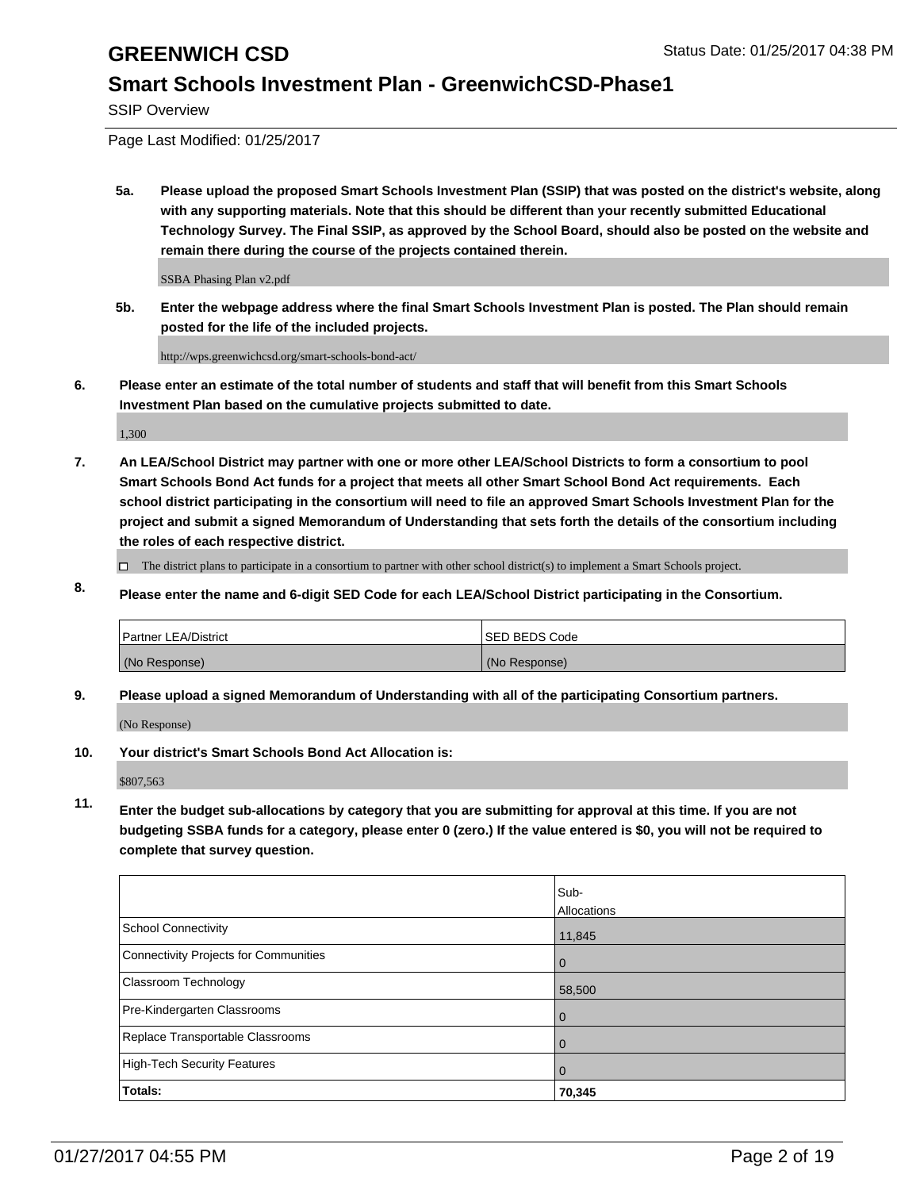# GREENWICH CSD

## Smart Schools Investment Plan - GreenwichCSD-Phase1

SSIP Overview

Page Last Modified: 01/25/2017

**5a. Please upload the proposed Smart Schools Investment Plan (SSIP) that was posted on the district's website, along with any supporting materials. Note that this should be different than your recently submitted Educational Technology Survey. The Final SSIP, as approved by the School Board, should also be posted on the website and remain there during the course of the projects contained therein.**

SSBA Phasing Plan v2.pdf

**5b. Enter the webpage address where the final Smart Schools Investment Plan is posted. The Plan should remain posted for the life of the included projects.**

http://wps.greenwichcsd.org/smart-schools-bond-act/

**6. Please enter an estimate of the total number of students and staff that will benefit from this Smart Schools Investment Plan based on the cumulative projects submitted to date.**

1,300

**7. An LEA/School District may partner with one or more other LEA/School Districts to form a consortium to pool Smart Schools Bond Act funds for a project that meets all other Smart School Bond Act requirements. Each school district participating in the consortium will need to file an approved Smart Schools Investment Plan for the project and submit a signed Memorandum of Understanding that sets forth the details of the consortium including the roles of each respective district.**

☐ The district plans to participate in a consortium to partner with other school district(s) to implement a Smart Schools project.

**8. Please enter the name and 6-digit SED Code for each LEA/School District participating in the Consortium.**

| Partner LEA/District | SED BEDS Code |
|---|---|
| (No Response) | (No Response) |

**9. Please upload a signed Memorandum of Understanding with all of the participating Consortium partners.**

(No Response)

**10. Your district's Smart Schools Bond Act Allocation is:**

$807,563

**11. Enter the budget sub-allocations by category that you are submitting for approval at this time. If you are not budgeting SSBA funds for a category, please enter 0 (zero.) If the value entered is $0, you will not be required to complete that survey question.**

| | Sub-Allocations |
|---|---|
| School Connectivity | 11,845 |
| Connectivity Projects for Communities | 0 |
| Classroom Technology | 58,500 |
| Pre-Kindergarten Classrooms | 0 |
| Replace Transportable Classrooms | 0 |
| High-Tech Security Features | 0 |
| **Totals:** | **70,345** |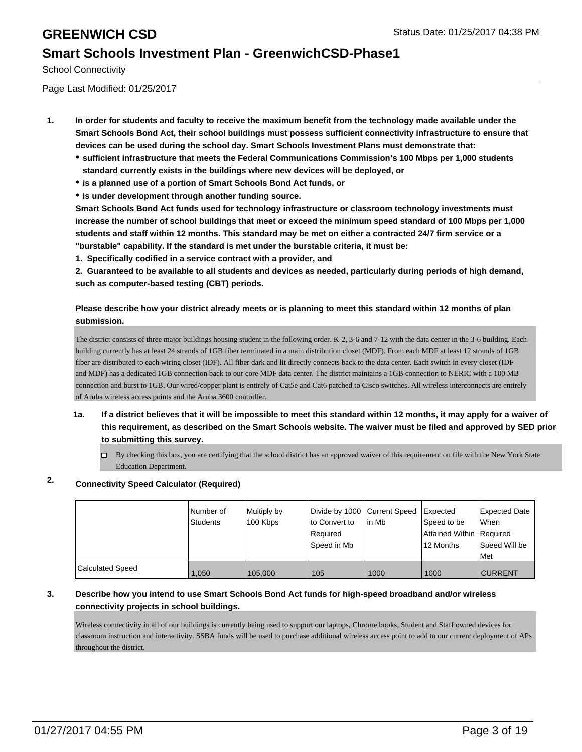# GREENWICH CSD

Status Date: 01/25/2017 04:38 PM

## Smart Schools Investment Plan - GreenwichCSD-Phase1

School Connectivity

Page Last Modified: 01/25/2017

**1. In order for students and faculty to receive the maximum benefit from the technology made available under the Smart Schools Bond Act, their school buildings must possess sufficient connectivity infrastructure to ensure that devices can be used during the school day. Smart Schools Investment Plans must demonstrate that:**

- **sufficient infrastructure that meets the Federal Communications Commission's 100 Mbps per 1,000 students standard currently exists in the buildings where new devices will be deployed, or**
- **is a planned use of a portion of Smart Schools Bond Act funds, or**
- **is under development through another funding source.**

**Smart Schools Bond Act funds used for technology infrastructure or classroom technology investments must increase the number of school buildings that meet or exceed the minimum speed standard of 100 Mbps per 1,000 students and staff within 12 months. This standard may be met on either a contracted 24/7 firm service or a "burstable" capability. If the standard is met under the burstable criteria, it must be:**

**1. Specifically codified in a service contract with a provider, and**

**2. Guaranteed to be available to all students and devices as needed, particularly during periods of high demand, such as computer-based testing (CBT) periods.**

**Please describe how your district already meets or is planning to meet this standard within 12 months of plan submission.**

The district consists of three major buildings housing student in the following order. K-2, 3-6 and 7-12 with the data center in the 3-6 building. Each building currently has at least 24 strands of 1GB fiber terminated in a main distribution closet (MDF). From each MDF at least 12 strands of 1GB fiber are distributed to each wiring closet (IDF). All fiber dark and lit directly connects back to the data center. Each switch in every closet (IDF and MDF) has a dedicated 1GB connection back to our core MDF data center. The district maintains a 1GB connection to NERIC with a 100 MB connection and burst to 1GB. Our wired/copper plant is entirely of Cat5e and Cat6 patched to Cisco switches. All wireless interconnects are entirely of Aruba wireless access points and the Aruba 3600 controller.

**1a. If a district believes that it will be impossible to meet this standard within 12 months, it may apply for a waiver of this requirement, as described on the Smart Schools website. The waiver must be filed and approved by SED prior to submitting this survey.**

☐ By checking this box, you are certifying that the school district has an approved waiver of this requirement on file with the New York State Education Department.

**2. Connectivity Speed Calculator (Required)**

| | Number of Students | Multiply by 100 Kbps | Divide by 1000 to Convert to Required Speed in Mb | Current Speed in Mb | Expected Speed to be Attained Within 12 Months | Expected Date When Required Speed Will be Met |
|---|---|---|---|---|---|---|
| Calculated Speed | 1,050 | 105,000 | 105 | 1000 | 1000 | CURRENT |

**3. Describe how you intend to use Smart Schools Bond Act funds for high-speed broadband and/or wireless connectivity projects in school buildings.**

Wireless connectivity in all of our buildings is currently being used to support our laptops, Chrome books, Student and Staff owned devices for classroom instruction and interactivity. SSBA funds will be used to purchase additional wireless access point to add to our current deployment of APs throughout the district.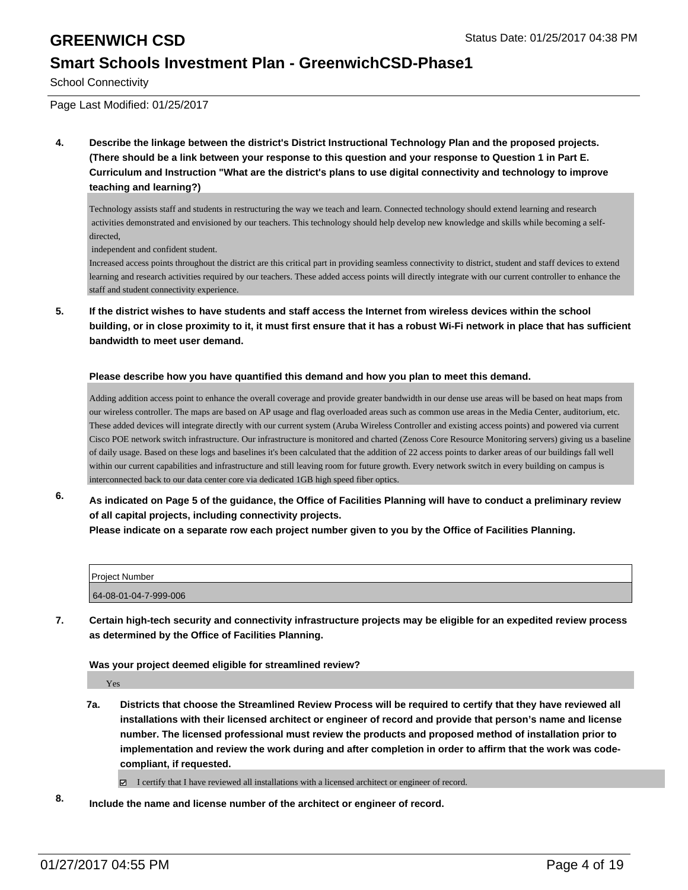# GREENWICH CSD

## Smart Schools Investment Plan - GreenwichCSD-Phase1

School Connectivity

Page Last Modified: 01/25/2017

**4. Describe the linkage between the district's District Instructional Technology Plan and the proposed projects. (There should be a link between your response to this question and your response to Question 1 in Part E. Curriculum and Instruction "What are the district's plans to use digital connectivity and technology to improve teaching and learning?)**

Technology assists staff and students in restructuring the way we teach and learn. Connected technology should extend learning and research activities demonstrated and envisioned by our teachers. This technology should help develop new knowledge and skills while becoming a self-directed,
independent and confident student.
Increased access points throughout the district are this critical part in providing seamless connectivity to district, student and staff devices to extend learning and research activities required by our teachers. These added access points will directly integrate with our current controller to enhance the staff and student connectivity experience.

**5. If the district wishes to have students and staff access the Internet from wireless devices within the school building, or in close proximity to it, it must first ensure that it has a robust Wi-Fi network in place that has sufficient bandwidth to meet user demand.**

**Please describe how you have quantified this demand and how you plan to meet this demand.**

Adding addition access point to enhance the overall coverage and provide greater bandwidth in our dense use areas will be based on heat maps from our wireless controller. The maps are based on AP usage and flag overloaded areas such as common use areas in the Media Center, auditorium, etc. These added devices will integrate directly with our current system (Aruba Wireless Controller and existing access points) and powered via current Cisco POE network switch infrastructure. Our infrastructure is monitored and charted (Zenoss Core Resource Monitoring servers) giving us a baseline of daily usage. Based on these logs and baselines it's been calculated that the addition of 22 access points to darker areas of our buildings fall well within our current capabilities and infrastructure and still leaving room for future growth. Every network switch in every building on campus is interconnected back to our data center core via dedicated 1GB high speed fiber optics.

**6. As indicated on Page 5 of the guidance, the Office of Facilities Planning will have to conduct a preliminary review of all capital projects, including connectivity projects.**
**Please indicate on a separate row each project number given to you by the Office of Facilities Planning.**

| Project Number |
|---|
| 64-08-01-04-7-999-006 |

**7. Certain high-tech security and connectivity infrastructure projects may be eligible for an expedited review process as determined by the Office of Facilities Planning.**

**Was your project deemed eligible for streamlined review?**

Yes

**7a. Districts that choose the Streamlined Review Process will be required to certify that they have reviewed all installations with their licensed architect or engineer of record and provide that person's name and license number. The licensed professional must review the products and proposed method of installation prior to implementation and review the work during and after completion in order to affirm that the work was code-compliant, if requested.**

☑ I certify that I have reviewed all installations with a licensed architect or engineer of record.

**8. Include the name and license number of the architect or engineer of record.**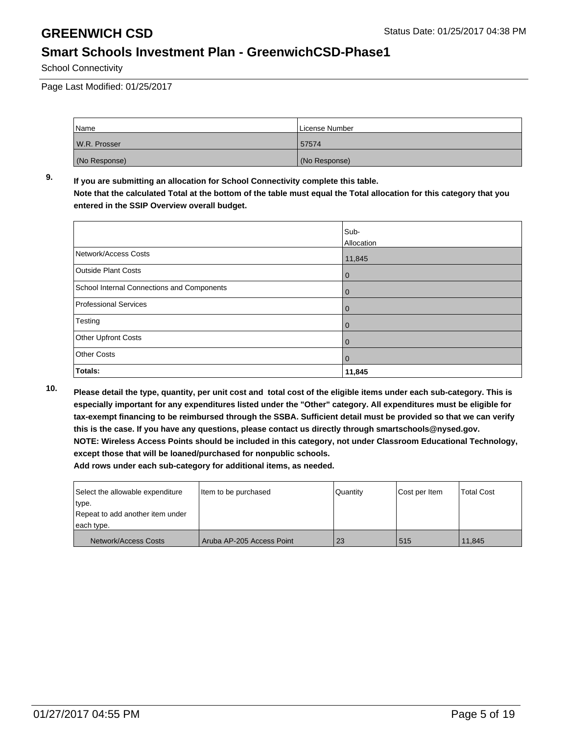# GREENWICH CSD

## Smart Schools Investment Plan - GreenwichCSD-Phase1

School Connectivity

Page Last Modified: 01/25/2017

| Name | License Number |
|---|---|
| W.R. Prosser | 57574 |
| (No Response) | (No Response) |

**9. If you are submitting an allocation for School Connectivity complete this table.**
**Note that the calculated Total at the bottom of the table must equal the Total allocation for this category that you entered in the SSIP Overview overall budget.**

| | Sub-Allocation |
|---|---|
| Network/Access Costs | 11,845 |
| Outside Plant Costs | 0 |
| School Internal Connections and Components | 0 |
| Professional Services | 0 |
| Testing | 0 |
| Other Upfront Costs | 0 |
| Other Costs | 0 |
| **Totals:** | **11,845** |

**10. Please detail the type, quantity, per unit cost and total cost of the eligible items under each sub-category. This is especially important for any expenditures listed under the "Other" category. All expenditures must be eligible for tax-exempt financing to be reimbursed through the SSBA. Sufficient detail must be provided so that we can verify this is the case. If you have any questions, please contact us directly through smartschools@nysed.gov.**
**NOTE: Wireless Access Points should be included in this category, not under Classroom Educational Technology, except those that will be loaned/purchased for nonpublic schools.**
**Add rows under each sub-category for additional items, as needed.**

| Select the allowable expenditure type. Repeat to add another item under each type. | Item to be purchased | Quantity | Cost per Item | Total Cost |
|---|---|---|---|---|
| Network/Access Costs | Aruba AP-205 Access Point | 23 | 515 | 11,845 |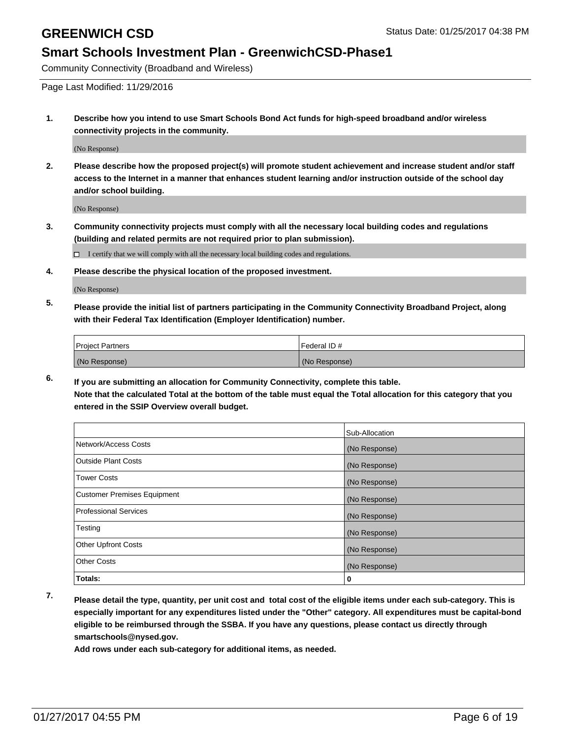# GREENWICH CSD

Status Date: 01/25/2017 04:38 PM

## Smart Schools Investment Plan - GreenwichCSD-Phase1

Community Connectivity (Broadband and Wireless)

Page Last Modified: 11/29/2016

1. **Describe how you intend to use Smart Schools Bond Act funds for high-speed broadband and/or wireless connectivity projects in the community.**

   (No Response)

2. **Please describe how the proposed project(s) will promote student achievement and increase student and/or staff access to the Internet in a manner that enhances student learning and/or instruction outside of the school day and/or school building.**

   (No Response)

3. **Community connectivity projects must comply with all the necessary local building codes and regulations (building and related permits are not required prior to plan submission).**

   ☐ I certify that we will comply with all the necessary local building codes and regulations.

4. **Please describe the physical location of the proposed investment.**

   (No Response)

5. **Please provide the initial list of partners participating in the Community Connectivity Broadband Project, along with their Federal Tax Identification (Employer Identification) number.**

| Project Partners | Federal ID # |
|---|---|
| (No Response) | (No Response) |

6. **If you are submitting an allocation for Community Connectivity, complete this table.**
   **Note that the calculated Total at the bottom of the table must equal the Total allocation for this category that you entered in the SSIP Overview overall budget.**

| | Sub-Allocation |
|---|---|
| Network/Access Costs | (No Response) |
| Outside Plant Costs | (No Response) |
| Tower Costs | (No Response) |
| Customer Premises Equipment | (No Response) |
| Professional Services | (No Response) |
| Testing | (No Response) |
| Other Upfront Costs | (No Response) |
| Other Costs | (No Response) |
| **Totals:** | **0** |

7. **Please detail the type, quantity, per unit cost and total cost of the eligible items under each sub-category. This is especially important for any expenditures listed under the "Other" category. All expenditures must be capital-bond eligible to be reimbursed through the SSBA. If you have any questions, please contact us directly through smartschools@nysed.gov.**

   **Add rows under each sub-category for additional items, as needed.**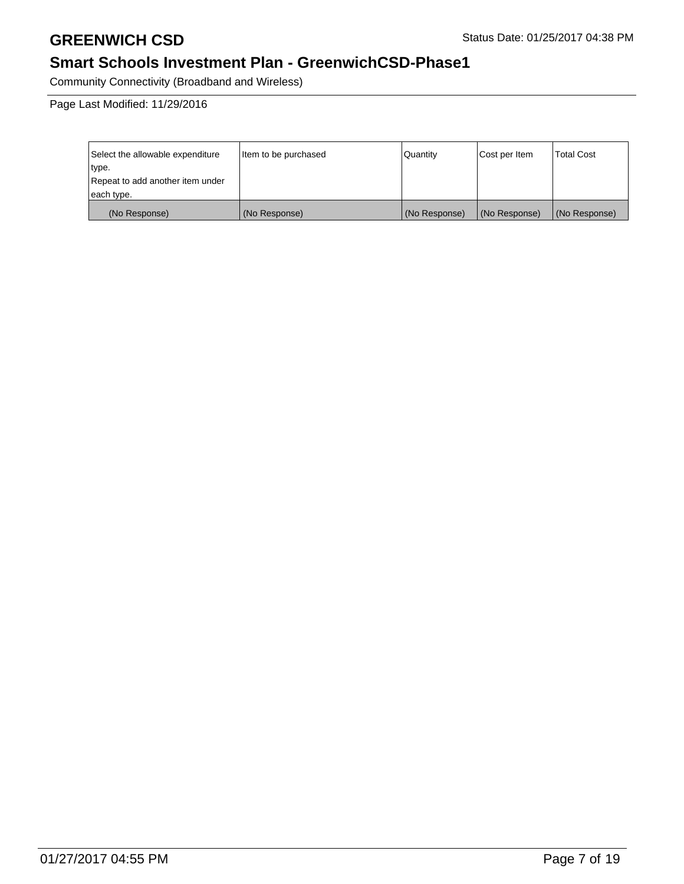Community Connectivity (Broadband and Wireless)

Page Last Modified: 11/29/2016

| Select the allowable expenditure type. Repeat to add another item under each type. | Item to be purchased | Quantity | Cost per Item | Total Cost |
|---|---|---|---|---|
| (No Response) | (No Response) | (No Response) | (No Response) | (No Response) |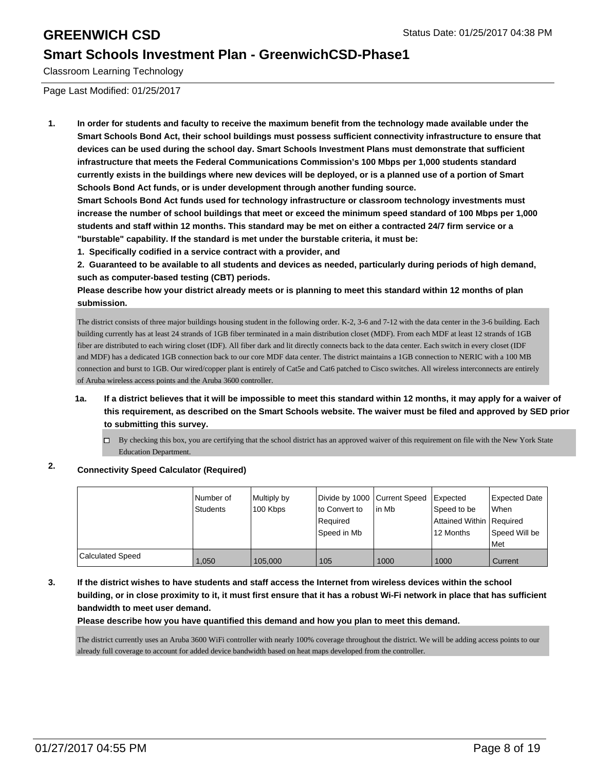# GREENWICH CSD

Status Date: 01/25/2017 04:38 PM

## Smart Schools Investment Plan - GreenwichCSD-Phase1

Classroom Learning Technology

Page Last Modified: 01/25/2017

**1. In order for students and faculty to receive the maximum benefit from the technology made available under the Smart Schools Bond Act, their school buildings must possess sufficient connectivity infrastructure to ensure that devices can be used during the school day. Smart Schools Investment Plans must demonstrate that sufficient infrastructure that meets the Federal Communications Commission's 100 Mbps per 1,000 students standard currently exists in the buildings where new devices will be deployed, or is a planned use of a portion of Smart Schools Bond Act funds, or is under development through another funding source.**

**Smart Schools Bond Act funds used for technology infrastructure or classroom technology investments must increase the number of school buildings that meet or exceed the minimum speed standard of 100 Mbps per 1,000 students and staff within 12 months. This standard may be met on either a contracted 24/7 firm service or a "burstable" capability. If the standard is met under the burstable criteria, it must be:**

**1. Specifically codified in a service contract with a provider, and**

**2. Guaranteed to be available to all students and devices as needed, particularly during periods of high demand, such as computer-based testing (CBT) periods.**

**Please describe how your district already meets or is planning to meet this standard within 12 months of plan submission.**

The district consists of three major buildings housing student in the following order. K-2, 3-6 and 7-12 with the data center in the 3-6 building. Each building currently has at least 24 strands of 1GB fiber terminated in a main distribution closet (MDF). From each MDF at least 12 strands of 1GB fiber are distributed to each wiring closet (IDF). All fiber dark and lit directly connects back to the data center. Each switch in every closet (IDF and MDF) has a dedicated 1GB connection back to our core MDF data center. The district maintains a 1GB connection to NERIC with a 100 MB connection and burst to 1GB. Our wired/copper plant is entirely of Cat5e and Cat6 patched to Cisco switches. All wireless interconnects are entirely of Aruba wireless access points and the Aruba 3600 controller.

**1a. If a district believes that it will be impossible to meet this standard within 12 months, it may apply for a waiver of this requirement, as described on the Smart Schools website. The waiver must be filed and approved by SED prior to submitting this survey.**

☐ By checking this box, you are certifying that the school district has an approved waiver of this requirement on file with the New York State Education Department.

**2. Connectivity Speed Calculator (Required)**

| | Number of Students | Multiply by 100 Kbps | Divide by 1000 to Convert to Required Speed in Mb | Current Speed in Mb | Expected Speed to be Attained Within 12 Months | Expected Date When Required Speed Will be Met |
|---|---|---|---|---|---|---|
| Calculated Speed | 1,050 | 105,000 | 105 | 1000 | 1000 | Current |

**3. If the district wishes to have students and staff access the Internet from wireless devices within the school building, or in close proximity to it, it must first ensure that it has a robust Wi-Fi network in place that has sufficient bandwidth to meet user demand.**

**Please describe how you have quantified this demand and how you plan to meet this demand.**

The district currently uses an Aruba 3600 WiFi controller with nearly 100% coverage throughout the district. We will be adding access points to our already full coverage to account for added device bandwidth based on heat maps developed from the controller.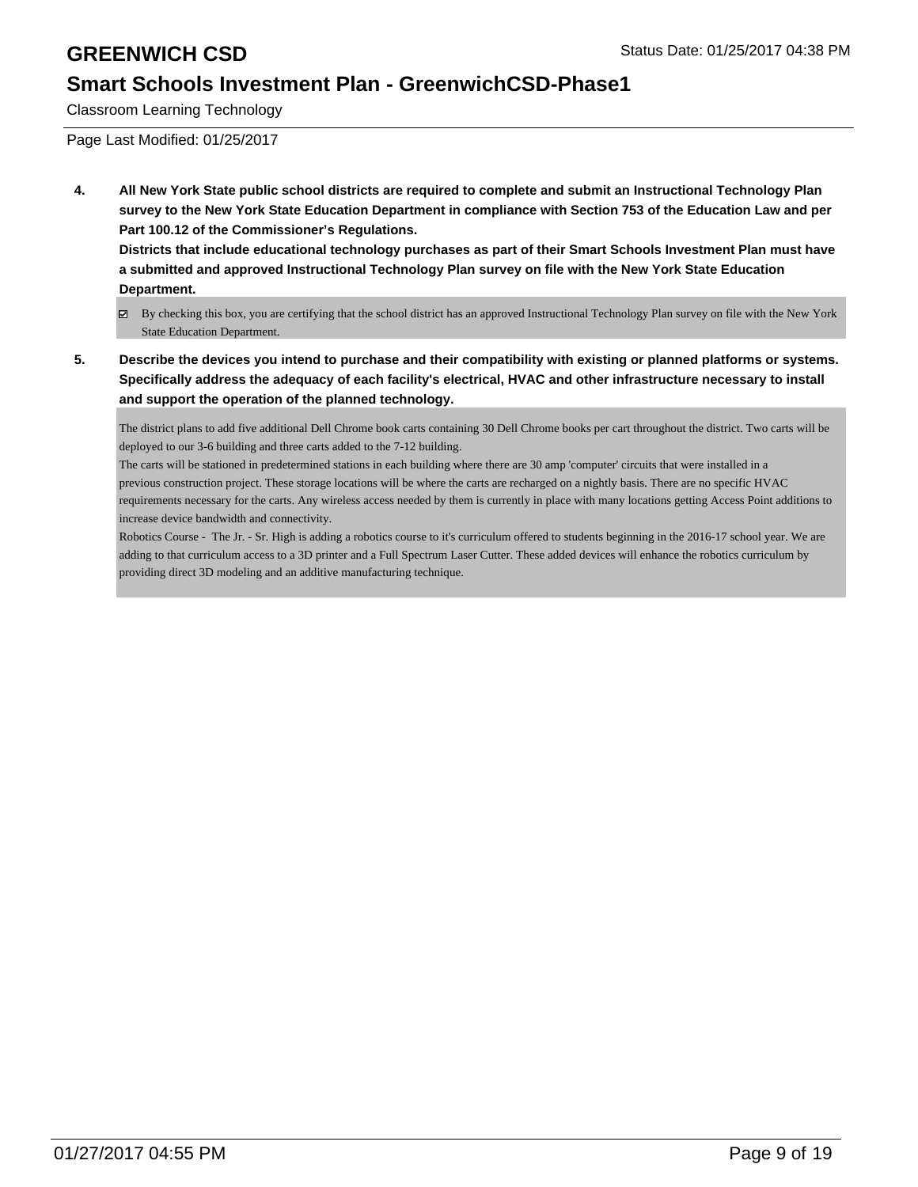Classroom Learning Technology

Page Last Modified: 01/25/2017

**4. All New York State public school districts are required to complete and submit an Instructional Technology Plan survey to the New York State Education Department in compliance with Section 753 of the Education Law and per Part 100.12 of the Commissioner's Regulations.**

**Districts that include educational technology purchases as part of their Smart Schools Investment Plan must have a submitted and approved Instructional Technology Plan survey on file with the New York State Education Department.**

- [x] By checking this box, you are certifying that the school district has an approved Instructional Technology Plan survey on file with the New York State Education Department.

**5. Describe the devices you intend to purchase and their compatibility with existing or planned platforms or systems. Specifically address the adequacy of each facility's electrical, HVAC and other infrastructure necessary to install and support the operation of the planned technology.**

The district plans to add five additional Dell Chrome book carts containing 30 Dell Chrome books per cart throughout the district. Two carts will be deployed to our 3-6 building and three carts added to the 7-12 building.

The carts will be stationed in predetermined stations in each building where there are 30 amp 'computer' circuits that were installed in a previous construction project. These storage locations will be where the carts are recharged on a nightly basis. There are no specific HVAC requirements necessary for the carts. Any wireless access needed by them is currently in place with many locations getting Access Point additions to increase device bandwidth and connectivity.

Robotics Course - The Jr. - Sr. High is adding a robotics course to it's curriculum offered to students beginning in the 2016-17 school year. We are adding to that curriculum access to a 3D printer and a Full Spectrum Laser Cutter. These added devices will enhance the robotics curriculum by providing direct 3D modeling and an additive manufacturing technique.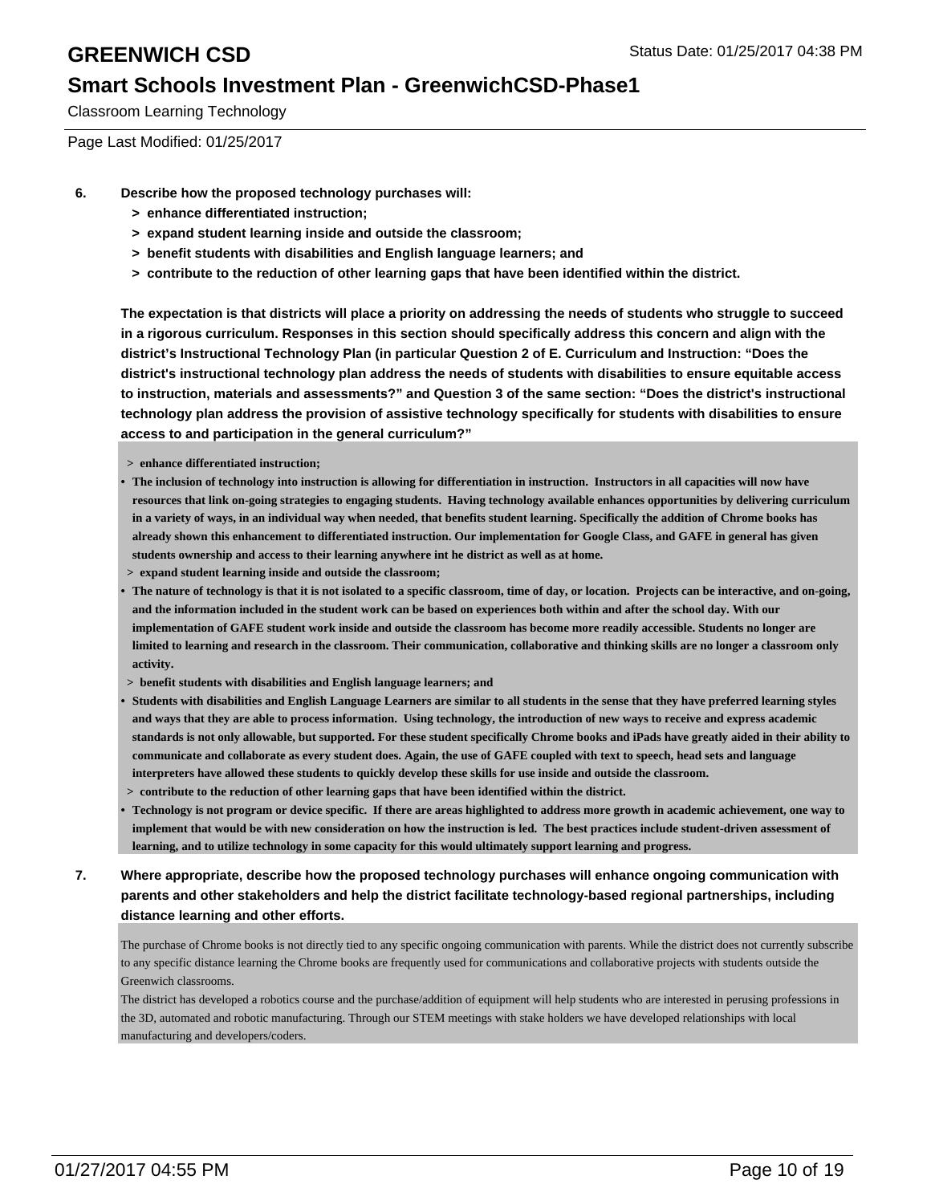Classroom Learning Technology

Page Last Modified: 01/25/2017

6. **Describe how the proposed technology purchases will:**
   - **> enhance differentiated instruction;**
   - **> expand student learning inside and outside the classroom;**
   - **> benefit students with disabilities and English language learners; and**
   - **> contribute to the reduction of other learning gaps that have been identified within the district.**

   **The expectation is that districts will place a priority on addressing the needs of students who struggle to succeed in a rigorous curriculum. Responses in this section should specifically address this concern and align with the district's Instructional Technology Plan (in particular Question 2 of E. Curriculum and Instruction: "Does the district's instructional technology plan address the needs of students with disabilities to ensure equitable access to instruction, materials and assessments?" and Question 3 of the same section: "Does the district's instructional technology plan address the provision of assistive technology specifically for students with disabilities to ensure access to and participation in the general curriculum?"**

   **> enhance differentiated instruction;**

   - **The inclusion of technology into instruction is allowing for differentiation in instruction. Instructors in all capacities will now have resources that link on-going strategies to engaging students. Having technology available enhances opportunities by delivering curriculum in a variety of ways, in an individual way when needed, that benefits student learning. Specifically the addition of Chrome books has already shown this enhancement to differentiated instruction. Our implementation for Google Class, and GAFE in general has given students ownership and access to their learning anywhere int he district as well as at home.**

   **> expand student learning inside and outside the classroom;**

   - **The nature of technology is that it is not isolated to a specific classroom, time of day, or location. Projects can be interactive, and on-going, and the information included in the student work can be based on experiences both within and after the school day. With our implementation of GAFE student work inside and outside the classroom has become more readily accessible. Students no longer are limited to learning and research in the classroom. Their communication, collaborative and thinking skills are no longer a classroom only activity.**

   **> benefit students with disabilities and English language learners; and**

   - **Students with disabilities and English Language Learners are similar to all students in the sense that they have preferred learning styles and ways that they are able to process information. Using technology, the introduction of new ways to receive and express academic standards is not only allowable, but supported. For these student specifically Chrome books and iPads have greatly aided in their ability to communicate and collaborate as every student does. Again, the use of GAFE coupled with text to speech, head sets and language interpreters have allowed these students to quickly develop these skills for use inside and outside the classroom.**

   **> contribute to the reduction of other learning gaps that have been identified within the district.**

   - **Technology is not program or device specific. If there are areas highlighted to address more growth in academic achievement, one way to implement that would be with new consideration on how the instruction is led. The best practices include student-driven assessment of learning, and to utilize technology in some capacity for this would ultimately support learning and progress.**

7. **Where appropriate, describe how the proposed technology purchases will enhance ongoing communication with parents and other stakeholders and help the district facilitate technology-based regional partnerships, including distance learning and other efforts.**

   The purchase of Chrome books is not directly tied to any specific ongoing communication with parents. While the district does not currently subscribe to any specific distance learning the Chrome books are frequently used for communications and collaborative projects with students outside the Greenwich classrooms.
   The district has developed a robotics course and the purchase/addition of equipment will help students who are interested in perusing professions in the 3D, automated and robotic manufacturing. Through our STEM meetings with stake holders we have developed relationships with local manufacturing and developers/coders.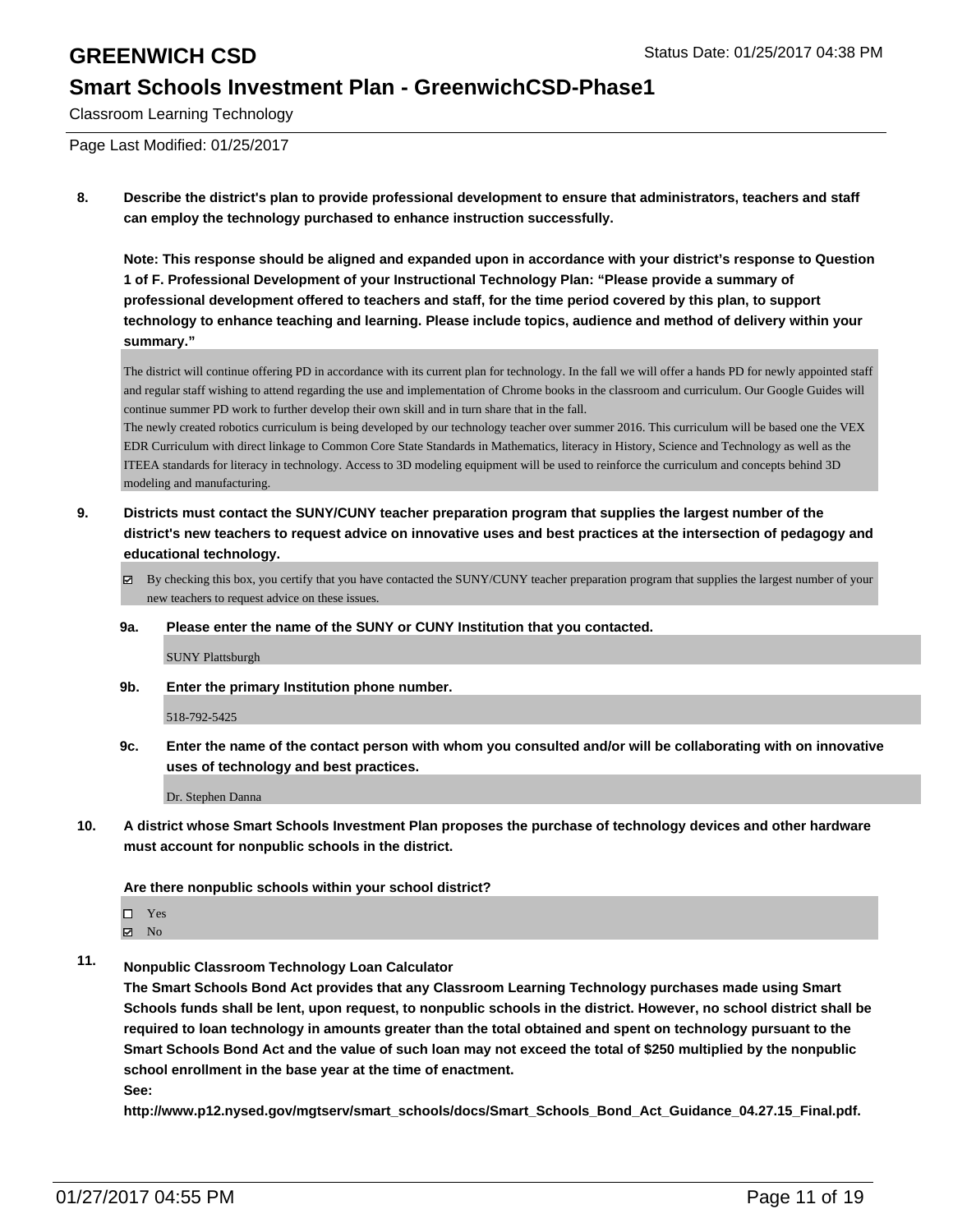# GREENWICH CSD

## Smart Schools Investment Plan - GreenwichCSD-Phase1

Classroom Learning Technology

Page Last Modified: 01/25/2017

**8. Describe the district's plan to provide professional development to ensure that administrators, teachers and staff can employ the technology purchased to enhance instruction successfully.**

**Note: This response should be aligned and expanded upon in accordance with your district's response to Question 1 of F. Professional Development of your Instructional Technology Plan: "Please provide a summary of professional development offered to teachers and staff, for the time period covered by this plan, to support technology to enhance teaching and learning. Please include topics, audience and method of delivery within your summary."**

The district will continue offering PD in accordance with its current plan for technology. In the fall we will offer a hands PD for newly appointed staff and regular staff wishing to attend regarding the use and implementation of Chrome books in the classroom and curriculum. Our Google Guides will continue summer PD work to further develop their own skill and in turn share that in the fall.
The newly created robotics curriculum is being developed by our technology teacher over summer 2016. This curriculum will be based one the VEX EDR Curriculum with direct linkage to Common Core State Standards in Mathematics, literacy in History, Science and Technology as well as the ITEEA standards for literacy in technology. Access to 3D modeling equipment will be used to reinforce the curriculum and concepts behind 3D modeling and manufacturing.

**9. Districts must contact the SUNY/CUNY teacher preparation program that supplies the largest number of the district's new teachers to request advice on innovative uses and best practices at the intersection of pedagogy and educational technology.**

☑ By checking this box, you certify that you have contacted the SUNY/CUNY teacher preparation program that supplies the largest number of your new teachers to request advice on these issues.

**9a. Please enter the name of the SUNY or CUNY Institution that you contacted.**

SUNY Plattsburgh

**9b. Enter the primary Institution phone number.**

518-792-5425

**9c. Enter the name of the contact person with whom you consulted and/or will be collaborating with on innovative uses of technology and best practices.**

Dr. Stephen Danna

**10. A district whose Smart Schools Investment Plan proposes the purchase of technology devices and other hardware must account for nonpublic schools in the district.**

**Are there nonpublic schools within your school district?**

☐ Yes
☑ No

**11. Nonpublic Classroom Technology Loan Calculator**
**The Smart Schools Bond Act provides that any Classroom Learning Technology purchases made using Smart Schools funds shall be lent, upon request, to nonpublic schools in the district. However, no school district shall be required to loan technology in amounts greater than the total obtained and spent on technology pursuant to the Smart Schools Bond Act and the value of such loan may not exceed the total of $250 multiplied by the nonpublic school enrollment in the base year at the time of enactment.**
**See:**
**http://www.p12.nysed.gov/mgtserv/smart_schools/docs/Smart_Schools_Bond_Act_Guidance_04.27.15_Final.pdf.**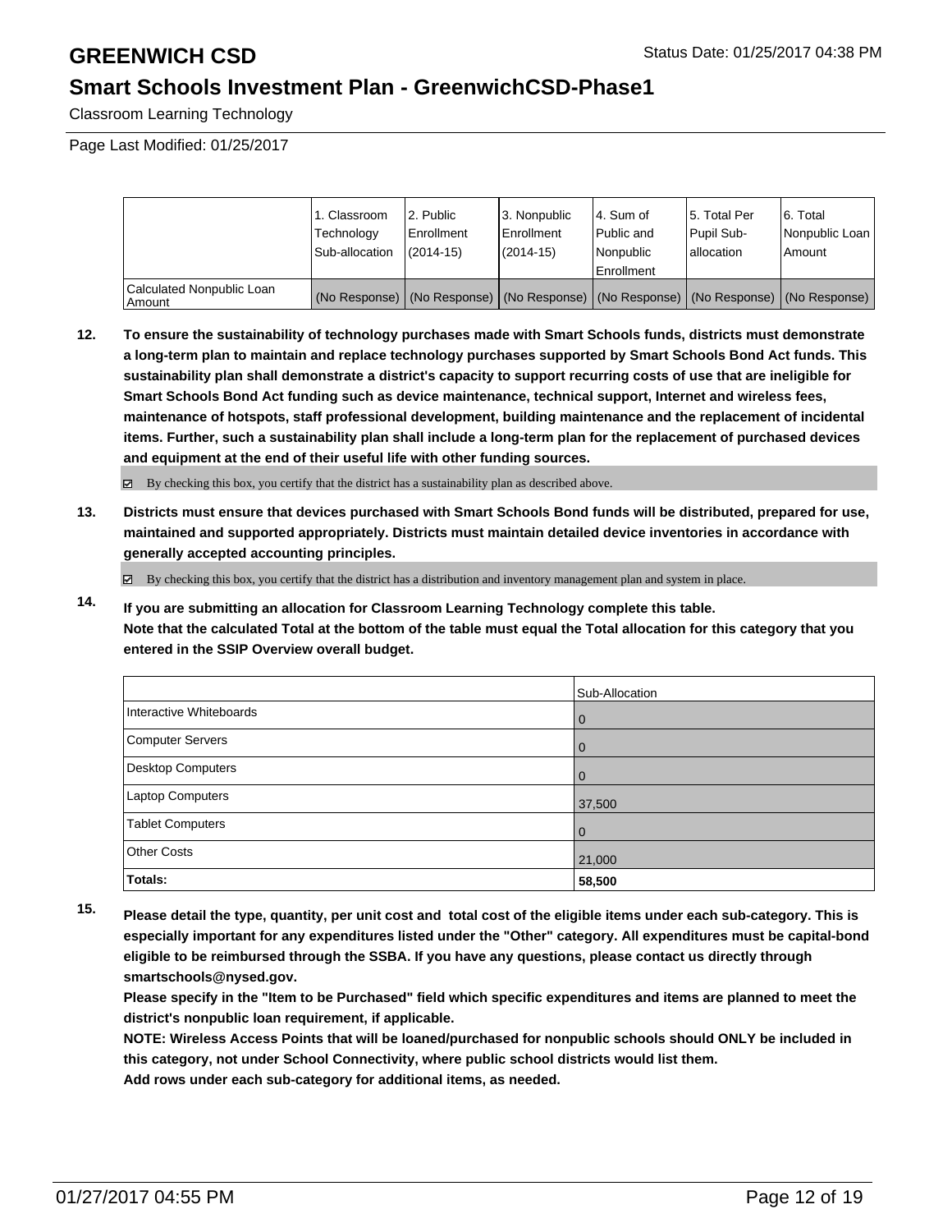|  | 1. Classroom Technology Sub-allocation | 2. Public Enrollment (2014-15) | 3. Nonpublic Enrollment (2014-15) | 4. Sum of Public and Nonpublic Enrollment | 5. Total Per Pupil Sub-allocation | 6. Total Nonpublic Loan Amount |
|---|---|---|---|---|---|---|
| Calculated Nonpublic Loan Amount | (No Response) | (No Response) | (No Response) | (No Response) | (No Response) | (No Response) |

**12. To ensure the sustainability of technology purchases made with Smart Schools funds, districts must demonstrate a long-term plan to maintain and replace technology purchases supported by Smart Schools Bond Act funds. This sustainability plan shall demonstrate a district's capacity to support recurring costs of use that are ineligible for Smart Schools Bond Act funding such as device maintenance, technical support, Internet and wireless fees, maintenance of hotspots, staff professional development, building maintenance and the replacement of incidental items. Further, such a sustainability plan shall include a long-term plan for the replacement of purchased devices and equipment at the end of their useful life with other funding sources.**

☑ By checking this box, you certify that the district has a sustainability plan as described above.

**13. Districts must ensure that devices purchased with Smart Schools Bond funds will be distributed, prepared for use, maintained and supported appropriately. Districts must maintain detailed device inventories in accordance with generally accepted accounting principles.**

☑ By checking this box, you certify that the district has a distribution and inventory management plan and system in place.

**14. If you are submitting an allocation for Classroom Learning Technology complete this table. Note that the calculated Total at the bottom of the table must equal the Total allocation for this category that you entered in the SSIP Overview overall budget.**

|  | Sub-Allocation |
|---|---|
| Interactive Whiteboards | 0 |
| Computer Servers | 0 |
| Desktop Computers | 0 |
| Laptop Computers | 37,500 |
| Tablet Computers | 0 |
| Other Costs | 21,000 |
| **Totals:** | **58,500** |

**15. Please detail the type, quantity, per unit cost and total cost of the eligible items under each sub-category. This is especially important for any expenditures listed under the "Other" category. All expenditures must be capital-bond eligible to be reimbursed through the SSBA. If you have any questions, please contact us directly through smartschools@nysed.gov.**

**Please specify in the "Item to be Purchased" field which specific expenditures and items are planned to meet the district's nonpublic loan requirement, if applicable.**

**NOTE: Wireless Access Points that will be loaned/purchased for nonpublic schools should ONLY be included in this category, not under School Connectivity, where public school districts would list them.**

**Add rows under each sub-category for additional items, as needed.**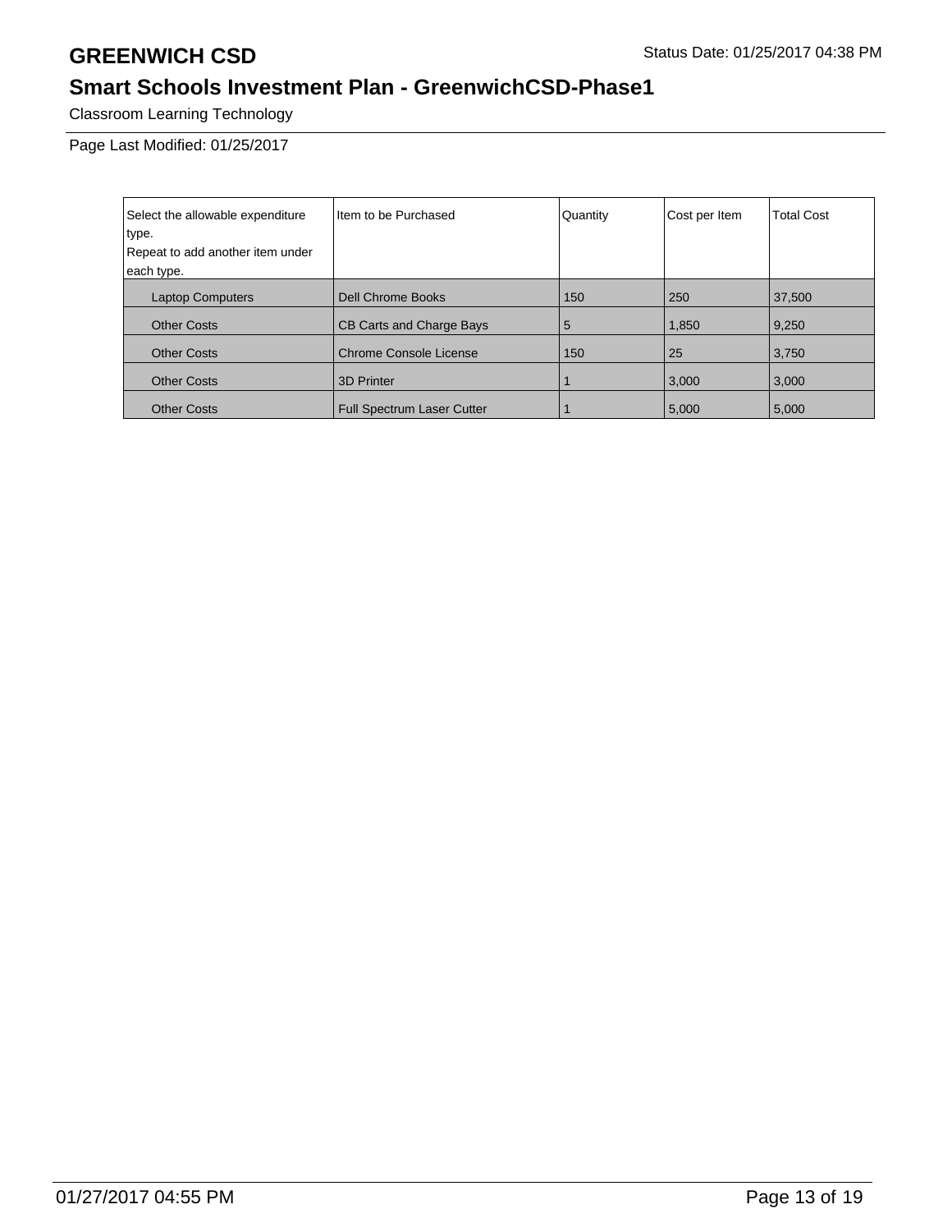# GREENWICH CSD

Status Date: 01/25/2017 04:38 PM

## Smart Schools Investment Plan - GreenwichCSD-Phase1

Classroom Learning Technology

Page Last Modified: 01/25/2017

| Select the allowable expenditure type. Repeat to add another item under each type. | Item to be Purchased | Quantity | Cost per Item | Total Cost |
|---|---|---|---|---|
| Laptop Computers | Dell Chrome Books | 150 | 250 | 37,500 |
| Other Costs | CB Carts and Charge Bays | 5 | 1,850 | 9,250 |
| Other Costs | Chrome Console License | 150 | 25 | 3,750 |
| Other Costs | 3D Printer | 1 | 3,000 | 3,000 |
| Other Costs | Full Spectrum Laser Cutter | 1 | 5,000 | 5,000 |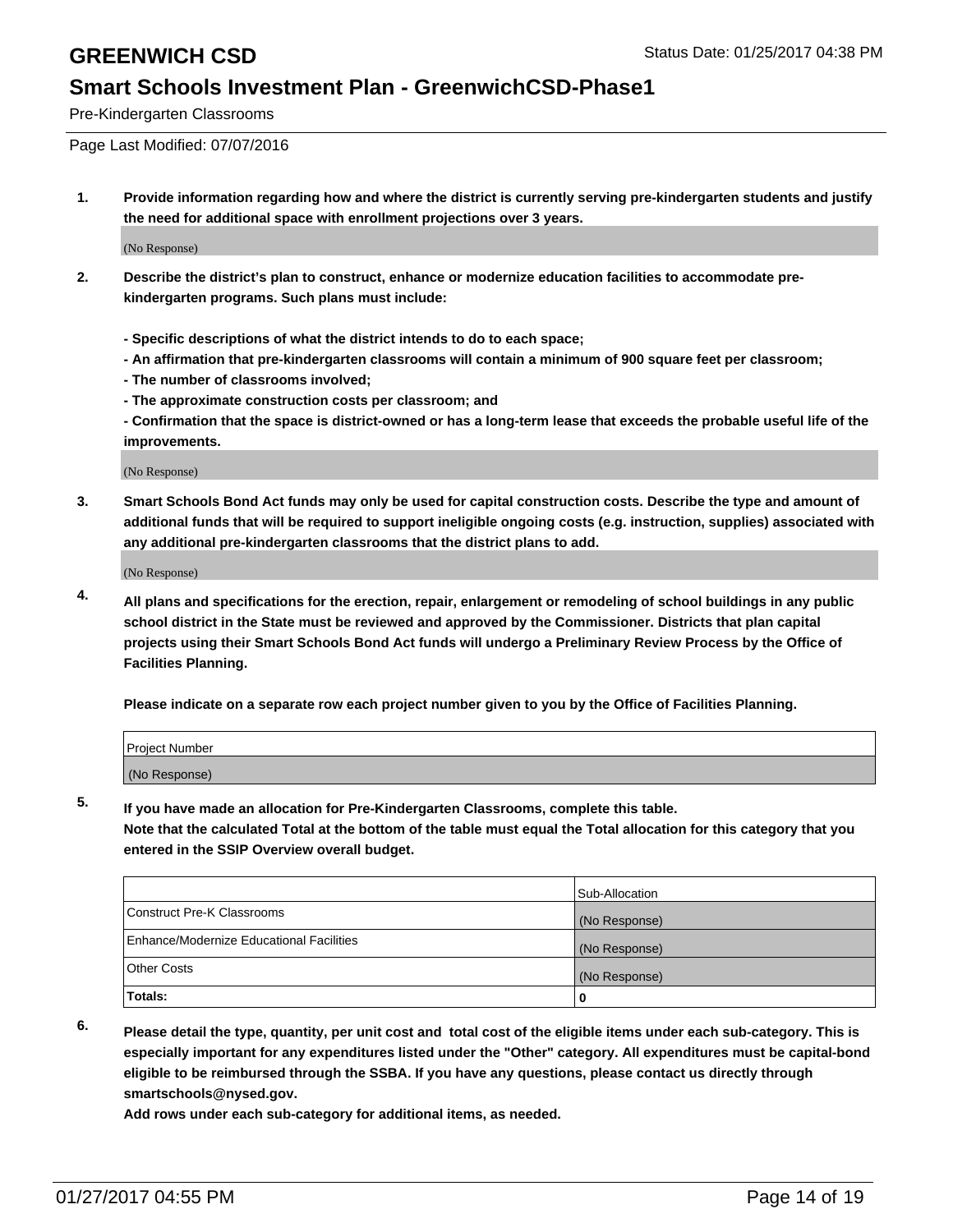# GREENWICH CSD

Status Date: 01/25/2017 04:38 PM

## Smart Schools Investment Plan - GreenwichCSD-Phase1

Pre-Kindergarten Classrooms

Page Last Modified: 07/07/2016

**1. Provide information regarding how and where the district is currently serving pre-kindergarten students and justify the need for additional space with enrollment projections over 3 years.**

(No Response)

**2. Describe the district's plan to construct, enhance or modernize education facilities to accommodate pre-kindergarten programs. Such plans must include:**

**- Specific descriptions of what the district intends to do to each space;**
**- An affirmation that pre-kindergarten classrooms will contain a minimum of 900 square feet per classroom;**
**- The number of classrooms involved;**
**- The approximate construction costs per classroom; and**
**- Confirmation that the space is district-owned or has a long-term lease that exceeds the probable useful life of the improvements.**

(No Response)

**3. Smart Schools Bond Act funds may only be used for capital construction costs. Describe the type and amount of additional funds that will be required to support ineligible ongoing costs (e.g. instruction, supplies) associated with any additional pre-kindergarten classrooms that the district plans to add.**

(No Response)

**4. All plans and specifications for the erection, repair, enlargement or remodeling of school buildings in any public school district in the State must be reviewed and approved by the Commissioner. Districts that plan capital projects using their Smart Schools Bond Act funds will undergo a Preliminary Review Process by the Office of Facilities Planning.**

**Please indicate on a separate row each project number given to you by the Office of Facilities Planning.**

| Project Number |
|---|
| (No Response) |

**5. If you have made an allocation for Pre-Kindergarten Classrooms, complete this table.**
**Note that the calculated Total at the bottom of the table must equal the Total allocation for this category that you entered in the SSIP Overview overall budget.**

| | Sub-Allocation |
|---|---|
| Construct Pre-K Classrooms | (No Response) |
| Enhance/Modernize Educational Facilities | (No Response) |
| Other Costs | (No Response) |
| **Totals:** | **0** |

**6. Please detail the type, quantity, per unit cost and total cost of the eligible items under each sub-category. This is especially important for any expenditures listed under the "Other" category. All expenditures must be capital-bond eligible to be reimbursed through the SSBA. If you have any questions, please contact us directly through smartschools@nysed.gov.**
**Add rows under each sub-category for additional items, as needed.**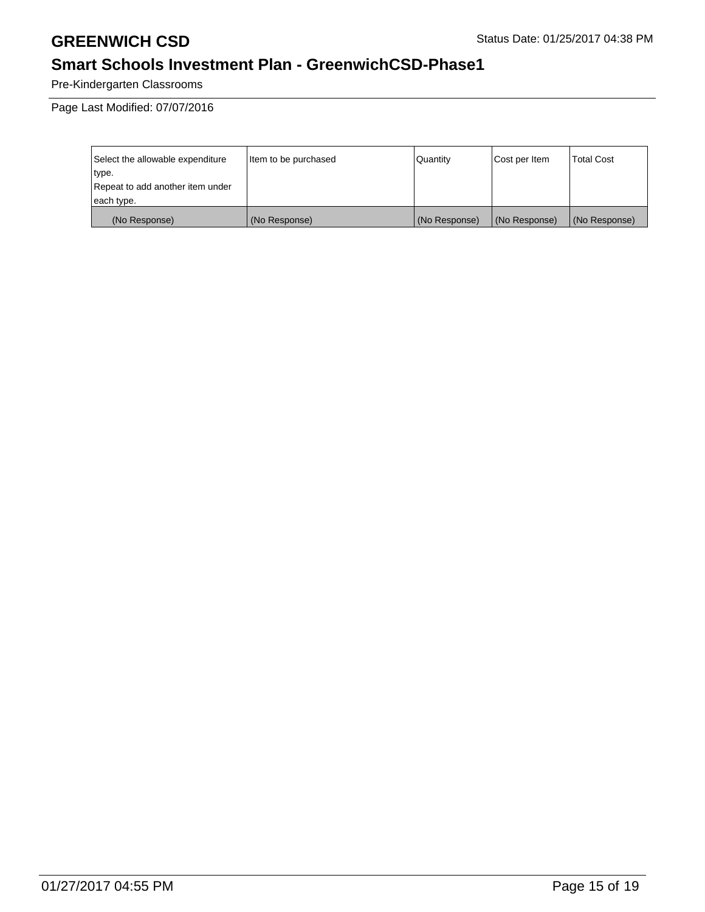# GREENWICH CSD

Status Date: 01/25/2017 04:38 PM

## Smart Schools Investment Plan - GreenwichCSD-Phase1

Pre-Kindergarten Classrooms

Page Last Modified: 07/07/2016

| Select the allowable expenditure type. Repeat to add another item under each type. | Item to be purchased | Quantity | Cost per Item | Total Cost |
|---|---|---|---|---|
| (No Response) | (No Response) | (No Response) | (No Response) | (No Response) |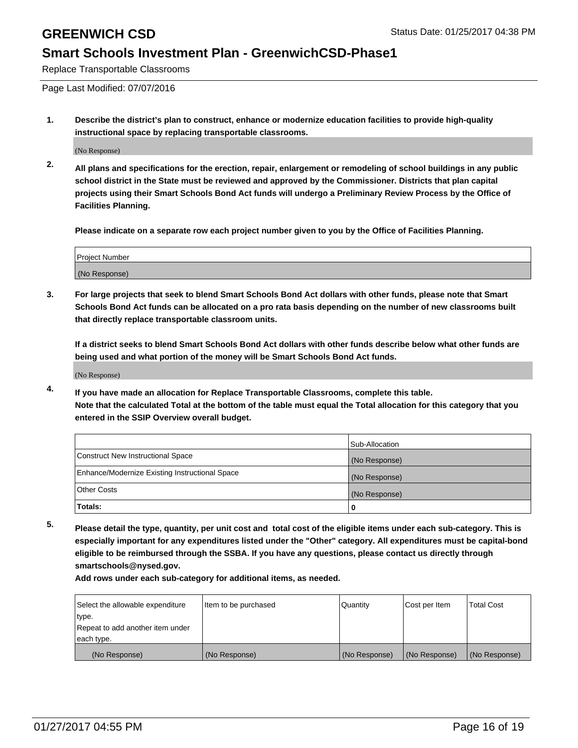Replace Transportable Classrooms

Page Last Modified: 07/07/2016

**1. Describe the district's plan to construct, enhance or modernize education facilities to provide high-quality instructional space by replacing transportable classrooms.**

(No Response)

**2. All plans and specifications for the erection, repair, enlargement or remodeling of school buildings in any public school district in the State must be reviewed and approved by the Commissioner. Districts that plan capital projects using their Smart Schools Bond Act funds will undergo a Preliminary Review Process by the Office of Facilities Planning.**

**Please indicate on a separate row each project number given to you by the Office of Facilities Planning.**

| Project Number |
|---|
| (No Response) |

**3. For large projects that seek to blend Smart Schools Bond Act dollars with other funds, please note that Smart Schools Bond Act funds can be allocated on a pro rata basis depending on the number of new classrooms built that directly replace transportable classroom units.**

**If a district seeks to blend Smart Schools Bond Act dollars with other funds describe below what other funds are being used and what portion of the money will be Smart Schools Bond Act funds.**

(No Response)

**4. If you have made an allocation for Replace Transportable Classrooms, complete this table. Note that the calculated Total at the bottom of the table must equal the Total allocation for this category that you entered in the SSIP Overview overall budget.**

| | Sub-Allocation |
|---|---|
| Construct New Instructional Space | (No Response) |
| Enhance/Modernize Existing Instructional Space | (No Response) |
| Other Costs | (No Response) |
| **Totals:** | **0** |

**5. Please detail the type, quantity, per unit cost and total cost of the eligible items under each sub-category. This is especially important for any expenditures listed under the "Other" category. All expenditures must be capital-bond eligible to be reimbursed through the SSBA. If you have any questions, please contact us directly through smartschools@nysed.gov.**

**Add rows under each sub-category for additional items, as needed.**

| Select the allowable expenditure type. Repeat to add another item under each type. | Item to be purchased | Quantity | Cost per Item | Total Cost |
|---|---|---|---|---|
| (No Response) | (No Response) | (No Response) | (No Response) | (No Response) |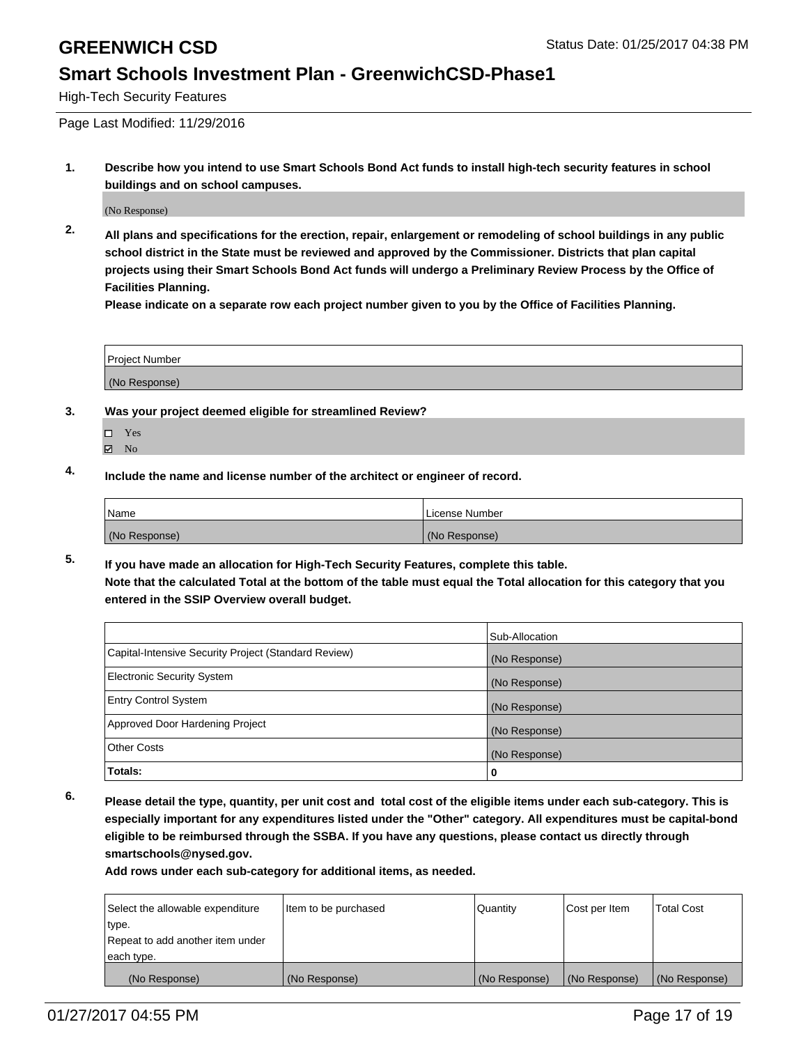# GREENWICH CSD

Status Date: 01/25/2017 04:38 PM

## Smart Schools Investment Plan - GreenwichCSD-Phase1

High-Tech Security Features

Page Last Modified: 11/29/2016

**1. Describe how you intend to use Smart Schools Bond Act funds to install high-tech security features in school buildings and on school campuses.**

(No Response)

**2. All plans and specifications for the erection, repair, enlargement or remodeling of school buildings in any public school district in the State must be reviewed and approved by the Commissioner. Districts that plan capital projects using their Smart Schools Bond Act funds will undergo a Preliminary Review Process by the Office of Facilities Planning.**
**Please indicate on a separate row each project number given to you by the Office of Facilities Planning.**

| Project Number |
| --- |
| (No Response) |

**3. Was your project deemed eligible for streamlined Review?**

- ☐ Yes
- ☑ No

**4. Include the name and license number of the architect or engineer of record.**

| Name | License Number |
| --- | --- |
| (No Response) | (No Response) |

**5. If you have made an allocation for High-Tech Security Features, complete this table.**
**Note that the calculated Total at the bottom of the table must equal the Total allocation for this category that you entered in the SSIP Overview overall budget.**

| | Sub-Allocation |
| --- | --- |
| Capital-Intensive Security Project (Standard Review) | (No Response) |
| Electronic Security System | (No Response) |
| Entry Control System | (No Response) |
| Approved Door Hardening Project | (No Response) |
| Other Costs | (No Response) |
| **Totals:** | **0** |

**6. Please detail the type, quantity, per unit cost and total cost of the eligible items under each sub-category. This is especially important for any expenditures listed under the "Other" category. All expenditures must be capital-bond eligible to be reimbursed through the SSBA. If you have any questions, please contact us directly through smartschools@nysed.gov.**
**Add rows under each sub-category for additional items, as needed.**

| Select the allowable expenditure type. Repeat to add another item under each type. | Item to be purchased | Quantity | Cost per Item | Total Cost |
| --- | --- | --- | --- | --- |
| (No Response) | (No Response) | (No Response) | (No Response) | (No Response) |